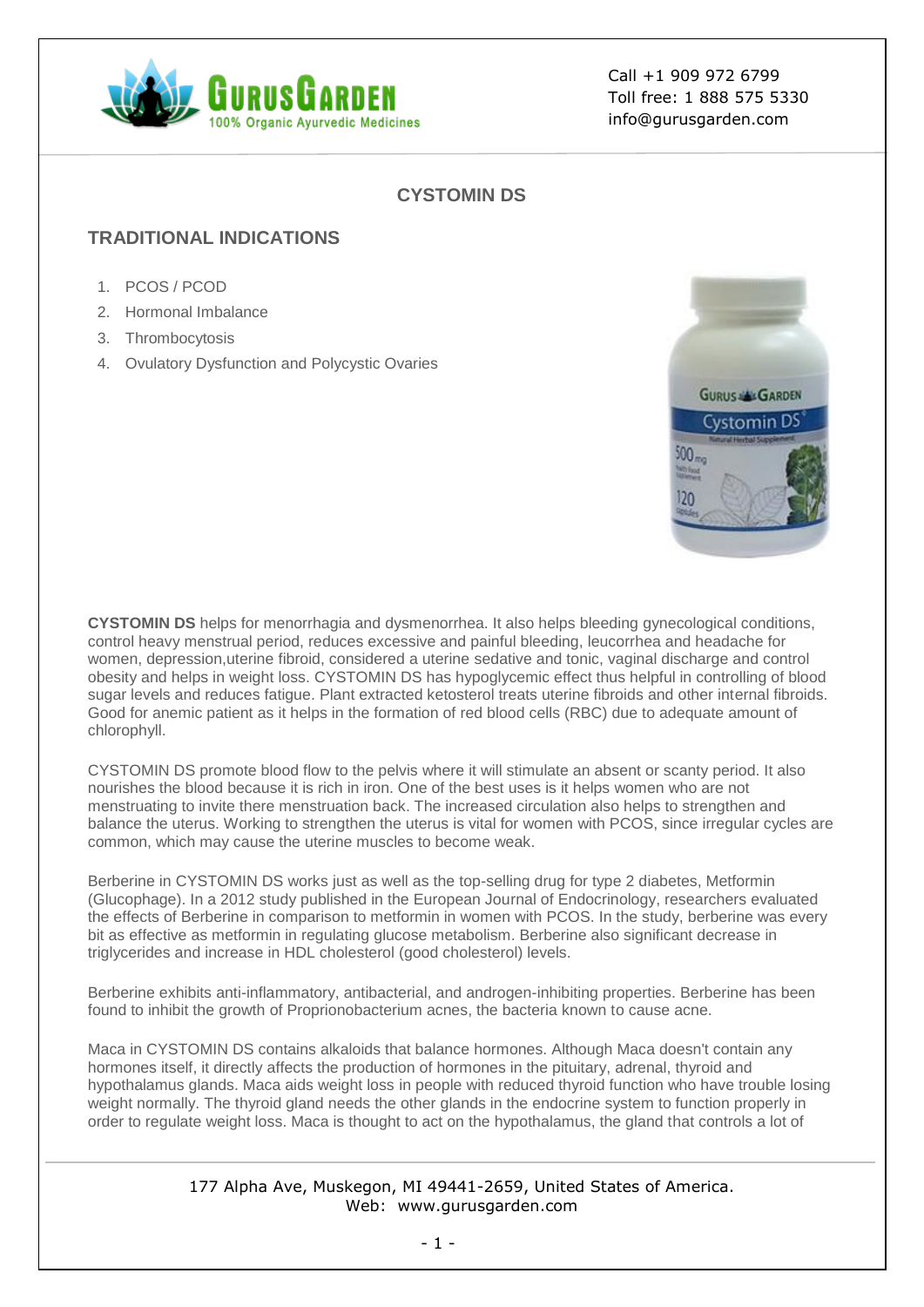# CYSTOMIN DS

## TRADITIONAL INDICATIONS

1. PCOS / PCOD
2. Hormonal Imbalance
3. Thrombocytosis
4. Ovulatory Dysfunction and Polycystic Ovaries

**CYSTOMIN DS** helps for menorrhagia and dysmenorrhea. It also helps bleeding gynecological conditions, control heavy menstrual period, reduces excessive and painful bleeding, leucorrhea and headache for women, depression,uterine fibroid, considered a uterine sedative and tonic, vaginal discharge and control obesity and helps in weight loss. CYSTOMIN DS has hypoglycemic effect thus helpful in controlling of blood sugar levels and reduces fatigue. Plant extracted ketosterol treats uterine fibroids and other internal fibroids. Good for anemic patient as it helps in the formation of red blood cells (RBC) due to adequate amount of chlorophyll.

CYSTOMIN DS promote blood flow to the pelvis where it will stimulate an absent or scanty period. It also nourishes the blood because it is rich in iron. One of the best uses is it helps women who are not menstruating to invite there menstruation back. The increased circulation also helps to strengthen and balance the uterus. Working to strengthen the uterus is vital for women with PCOS, since irregular cycles are common, which may cause the uterine muscles to become weak.

Berberine in CYSTOMIN DS works just as well as the top-selling drug for type 2 diabetes, Metformin (Glucophage). In a 2012 study published in the European Journal of Endocrinology, researchers evaluated the effects of Berberine in comparison to metformin in women with PCOS. In the study, berberine was every bit as effective as metformin in regulating glucose metabolism. Berberine also significant decrease in triglycerides and increase in HDL cholesterol (good cholesterol) levels.

Berberine exhibits anti-inflammatory, antibacterial, and androgen-inhibiting properties. Berberine has been found to inhibit the growth of Proprionobacterium acnes, the bacteria known to cause acne.

Maca in CYSTOMIN DS contains alkaloids that balance hormones. Although Maca doesn't contain any hormones itself, it directly affects the production of hormones in the pituitary, adrenal, thyroid and hypothalamus glands. Maca aids weight loss in people with reduced thyroid function who have trouble losing weight normally. The thyroid gland needs the other glands in the endocrine system to function properly in order to regulate weight loss. Maca is thought to act on the hypothalamus, the gland that controls a lot of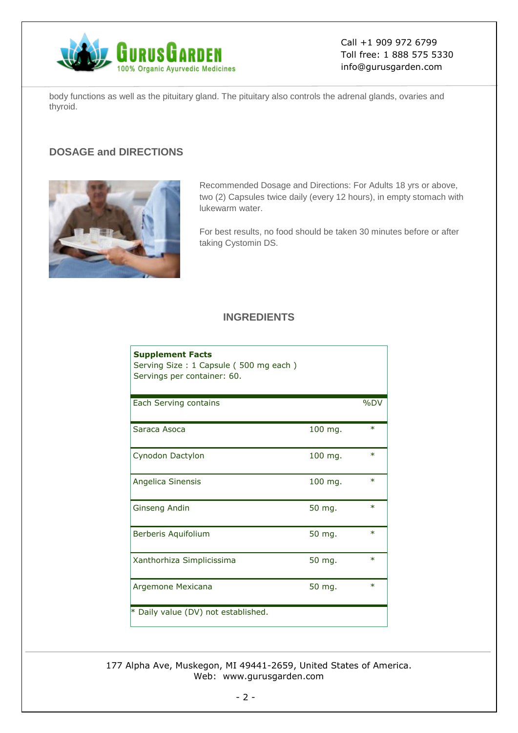body functions as well as the pituitary gland. The pituitary also controls the adrenal glands, ovaries and thyroid.

## DOSAGE and DIRECTIONS

Recommended Dosage and Directions: For Adults 18 yrs or above, two (2) Capsules twice daily (every 12 hours), in empty stomach with lukewarm water.

For best results, no food should be taken 30 minutes before or after taking Cystomin DS.

## INGREDIENTS

**Supplement Facts**
Serving Size : 1 Capsule ( 500 mg each )
Servings per container: 60.

| Each Serving contains | | %DV |
|---|---|---|
| Saraca Asoca | 100 mg. | * |
| Cynodon Dactylon | 100 mg. | * |
| Angelica Sinensis | 100 mg. | * |
| Ginseng Andin | 50 mg. | * |
| Berberis Aquifolium | 50 mg. | * |
| Xanthorhiza Simplicissima | 50 mg. | * |
| Argemone Mexicana | 50 mg. | * |

* Daily value (DV) not established.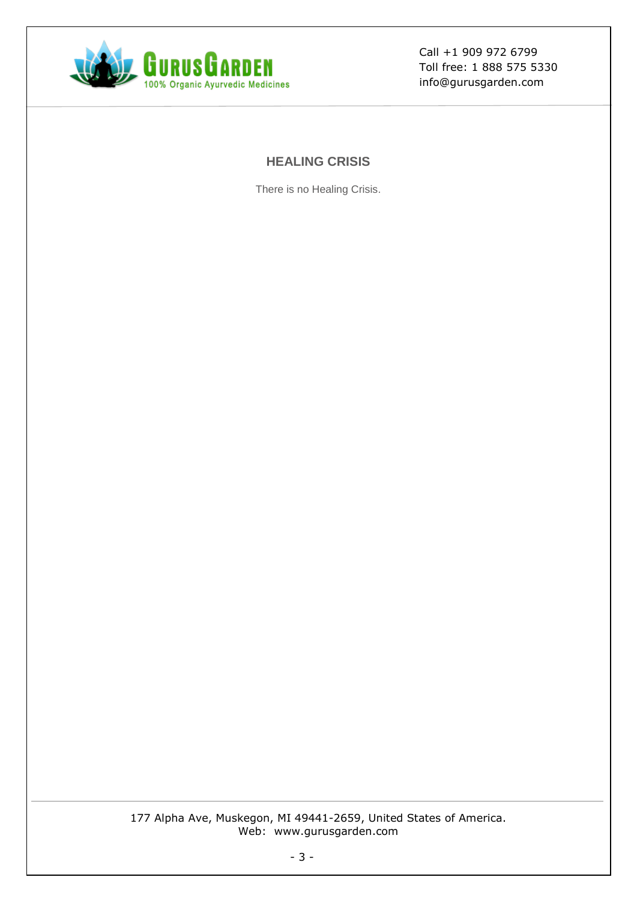## HEALING CRISIS

There is no Healing Crisis.